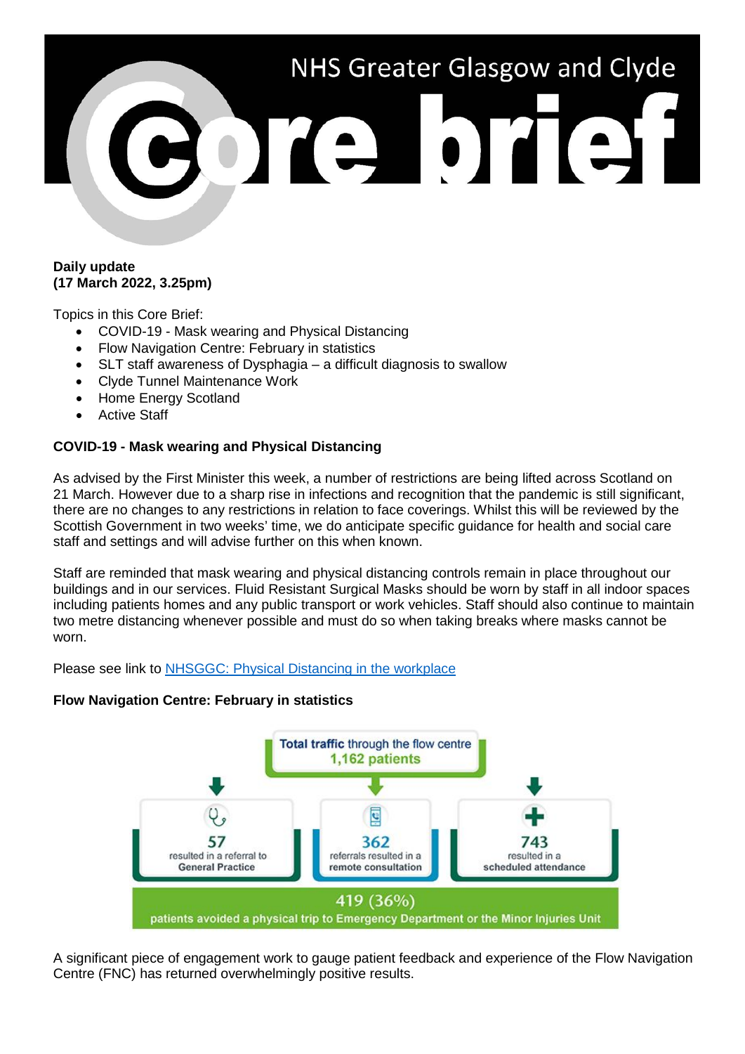# NHS Greater Glasgow and Clyde Core brief

**Daily update**
**(17 March 2022, 3.25pm)**

Topics in this Core Brief:

- COVID-19 - Mask wearing and Physical Distancing
- Flow Navigation Centre: February in statistics
- SLT staff awareness of Dysphagia – a difficult diagnosis to swallow
- Clyde Tunnel Maintenance Work
- Home Energy Scotland
- Active Staff

## COVID-19 - Mask wearing and Physical Distancing

As advised by the First Minister this week, a number of restrictions are being lifted across Scotland on 21 March. However due to a sharp rise in infections and recognition that the pandemic is still significant, there are no changes to any restrictions in relation to face coverings. Whilst this will be reviewed by the Scottish Government in two weeks' time, we do anticipate specific guidance for health and social care staff and settings and will advise further on this when known.

Staff are reminded that mask wearing and physical distancing controls remain in place throughout our buildings and in our services. Fluid Resistant Surgical Masks should be worn by staff in all indoor spaces including patients homes and any public transport or work vehicles. Staff should also continue to maintain two metre distancing whenever possible and must do so when taking breaks where masks cannot be worn.

Please see link to [NHSGGC: Physical Distancing in the workplace]()

## Flow Navigation Centre: February in statistics

**Total traffic** through the flow centre
**1,162 patients**

- **57** resulted in a referral to **General Practice**
- **362** referrals resulted in a **remote consultation**
- **743** resulted in a **scheduled attendance**

**419 (36%)** patients avoided a physical trip to Emergency Department or the Minor Injuries Unit

A significant piece of engagement work to gauge patient feedback and experience of the Flow Navigation Centre (FNC) has returned overwhelmingly positive results.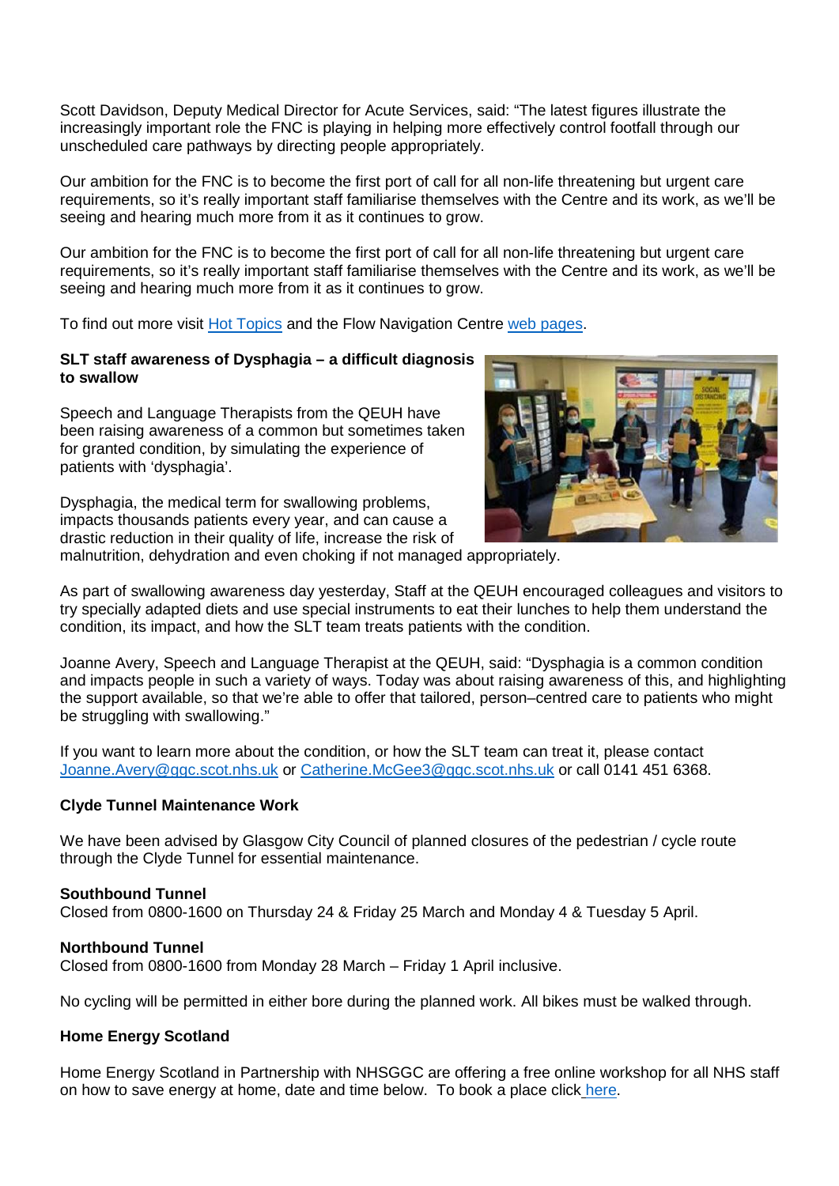Scott Davidson, Deputy Medical Director for Acute Services, said: "The latest figures illustrate the increasingly important role the FNC is playing in helping more effectively control footfall through our unscheduled care pathways by directing people appropriately.

Our ambition for the FNC is to become the first port of call for all non-life threatening but urgent care requirements, so it's really important staff familiarise themselves with the Centre and its work, as we'll be seeing and hearing much more from it as it continues to grow.

Our ambition for the FNC is to become the first port of call for all non-life threatening but urgent care requirements, so it's really important staff familiarise themselves with the Centre and its work, as we'll be seeing and hearing much more from it as it continues to grow.

To find out more visit Hot Topics and the Flow Navigation Centre web pages.

**SLT staff awareness of Dysphagia – a difficult diagnosis to swallow**

Speech and Language Therapists from the QEUH have been raising awareness of a common but sometimes taken for granted condition, by simulating the experience of patients with 'dysphagia'.

Dysphagia, the medical term for swallowing problems, impacts thousands patients every year, and can cause a drastic reduction in their quality of life, increase the risk of malnutrition, dehydration and even choking if not managed appropriately.

As part of swallowing awareness day yesterday, Staff at the QEUH encouraged colleagues and visitors to try specially adapted diets and use special instruments to eat their lunches to help them understand the condition, its impact, and how the SLT team treats patients with the condition.

Joanne Avery, Speech and Language Therapist at the QEUH, said: "Dysphagia is a common condition and impacts people in such a variety of ways. Today was about raising awareness of this, and highlighting the support available, so that we're able to offer that tailored, person–centred care to patients who might be struggling with swallowing."

If you want to learn more about the condition, or how the SLT team can treat it, please contact Joanne.Avery@ggc.scot.nhs.uk or Catherine.McGee3@ggc.scot.nhs.uk or call 0141 451 6368.

**Clyde Tunnel Maintenance Work**

We have been advised by Glasgow City Council of planned closures of the pedestrian / cycle route through the Clyde Tunnel for essential maintenance.

**Southbound Tunnel**
Closed from 0800-1600 on Thursday 24 & Friday 25 March and Monday 4 & Tuesday 5 April.

**Northbound Tunnel**
Closed from 0800-1600 from Monday 28 March – Friday 1 April inclusive.

No cycling will be permitted in either bore during the planned work. All bikes must be walked through.

**Home Energy Scotland**

Home Energy Scotland in Partnership with NHSGGC are offering a free online workshop for all NHS staff on how to save energy at home, date and time below. To book a place click here.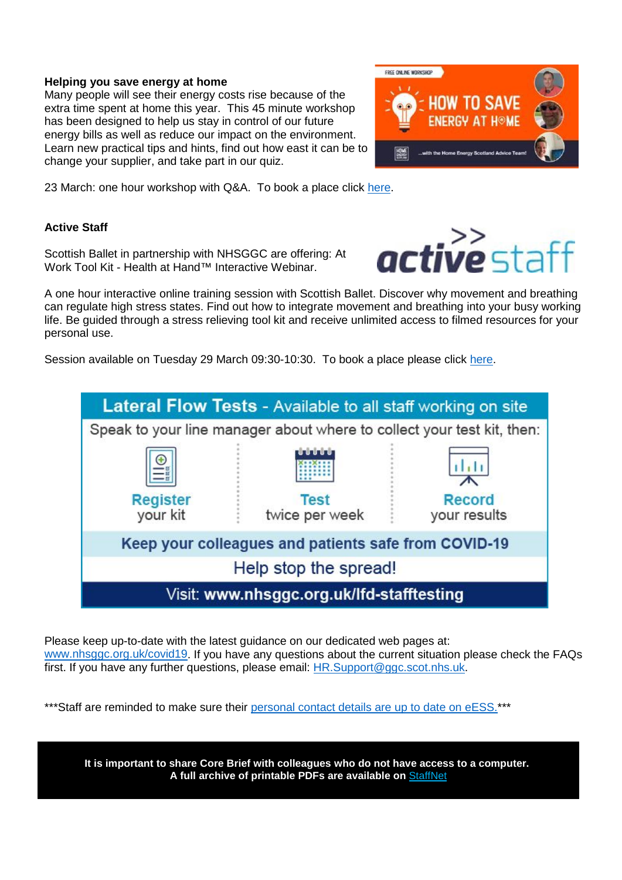**Helping you save energy at home**

Many people will see their energy costs rise because of the extra time spent at home this year. This 45 minute workshop has been designed to help us stay in control of our future energy bills as well as reduce our impact on the environment. Learn new practical tips and hints, find out how east it can be to change your supplier, and take part in our quiz.

FREE ONLINE WORKSHOP

HOW TO SAVE ENERGY AT HOME

...with the Home Energy Scotland Advice Team!

23 March: one hour workshop with Q&A. To book a place click here.

**Active Staff**

Scottish Ballet in partnership with NHSGGC are offering: At Work Tool Kit - Health at Hand™ Interactive Webinar.

active staff

A one hour interactive online training session with Scottish Ballet. Discover why movement and breathing can regulate high stress states. Find out how to integrate movement and breathing into your busy working life. Be guided through a stress relieving tool kit and receive unlimited access to filmed resources for your personal use.

Session available on Tuesday 29 March 09:30-10:30. To book a place please click here.

**Lateral Flow Tests - Available to all staff working on site**

Speak to your line manager about where to collect your test kit, then:

**Register** your kit

**Test** twice per week

**Record** your results

**Keep your colleagues and patients safe from COVID-19**

Help stop the spread!

Visit: **www.nhsggc.org.uk/lfd-stafftesting**

Please keep up-to-date with the latest guidance on our dedicated web pages at: www.nhsggc.org.uk/covid19. If you have any questions about the current situation please check the FAQs first. If you have any further questions, please email: HR.Support@ggc.scot.nhs.uk.

***Staff are reminded to make sure their personal contact details are up to date on eESS.***

**It is important to share Core Brief with colleagues who do not have access to a computer.**
**A full archive of printable PDFs are available on StaffNet**